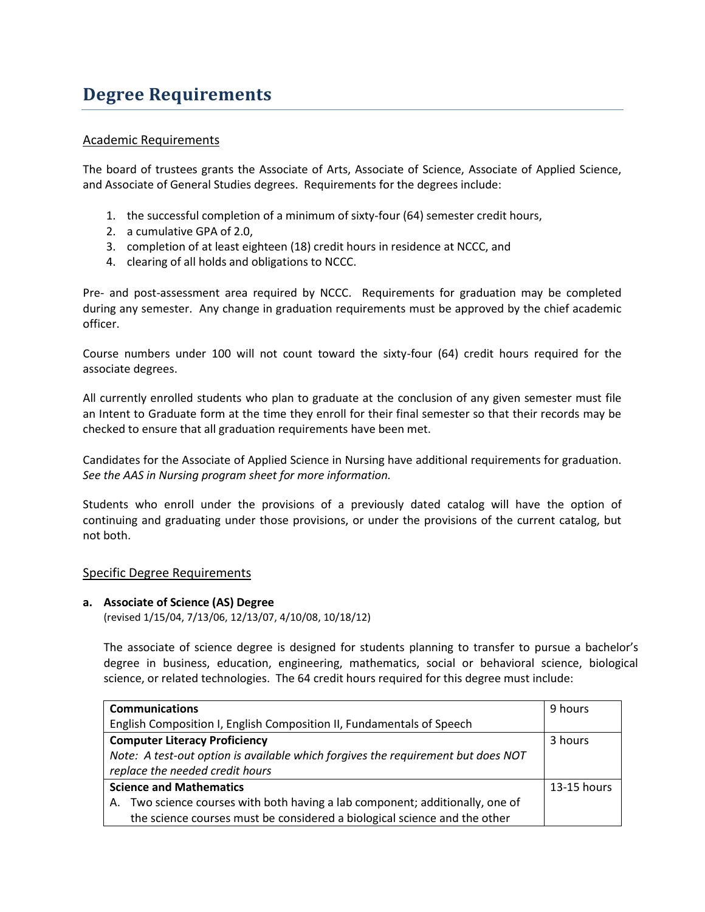# Degree Requirements

## Academic Requirements

The board of trustees grants the Associate of Arts, Associate of Science, Associate of Applied Science, and Associate of General Studies degrees. Requirements for the degrees include:

1. the successful completion of a minimum of sixty-four (64) semester credit hours,
2. a cumulative GPA of 2.0,
3. completion of at least eighteen (18) credit hours in residence at NCCC, and
4. clearing of all holds and obligations to NCCC.

Pre- and post-assessment area required by NCCC. Requirements for graduation may be completed during any semester. Any change in graduation requirements must be approved by the chief academic officer.

Course numbers under 100 will not count toward the sixty-four (64) credit hours required for the associate degrees.

All currently enrolled students who plan to graduate at the conclusion of any given semester must file an Intent to Graduate form at the time they enroll for their final semester so that their records may be checked to ensure that all graduation requirements have been met.

Candidates for the Associate of Applied Science in Nursing have additional requirements for graduation. *See the AAS in Nursing program sheet for more information.*

Students who enroll under the provisions of a previously dated catalog will have the option of continuing and graduating under those provisions, or under the provisions of the current catalog, but not both.

## Specific Degree Requirements

**a. Associate of Science (AS) Degree**
(revised 1/15/04, 7/13/06, 12/13/07, 4/10/08, 10/18/12)

The associate of science degree is designed for students planning to transfer to pursue a bachelor's degree in business, education, engineering, mathematics, social or behavioral science, biological science, or related technologies. The 64 credit hours required for this degree must include:

| Requirement | Hours |
|---|---|
| **Communications**<br>English Composition I, English Composition II, Fundamentals of Speech | 9 hours |
| **Computer Literacy Proficiency**<br>*Note: A test-out option is available which forgives the requirement but does NOT replace the needed credit hours* | 3 hours |
| **Science and Mathematics**<br>A. Two science courses with both having a lab component; additionally, one of the science courses must be considered a biological science and the other | 13-15 hours |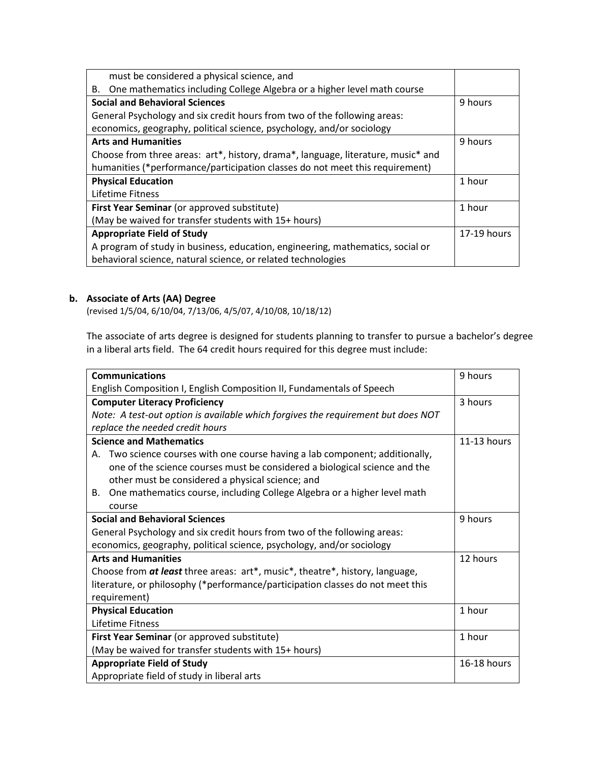| | |
|---|---|
| must be considered a physical science, and<br>B. One mathematics including College Algebra or a higher level math course | |
| **Social and Behavioral Sciences**<br>General Psychology and six credit hours from two of the following areas: economics, geography, political science, psychology, and/or sociology | 9 hours |
| **Arts and Humanities**<br>Choose from three areas: art*, history, drama*, language, literature, music* and humanities (*performance/participation classes do not meet this requirement) | 9 hours |
| **Physical Education**<br>Lifetime Fitness | 1 hour |
| **First Year Seminar** (or approved substitute)<br>(May be waived for transfer students with 15+ hours) | 1 hour |
| **Appropriate Field of Study**<br>A program of study in business, education, engineering, mathematics, social or behavioral science, natural science, or related technologies | 17-19 hours |

**b. Associate of Arts (AA) Degree**

(revised 1/5/04, 6/10/04, 7/13/06, 4/5/07, 4/10/08, 10/18/12)

The associate of arts degree is designed for students planning to transfer to pursue a bachelor's degree in a liberal arts field. The 64 credit hours required for this degree must include:

| | |
|---|---|
| **Communications**<br>English Composition I, English Composition II, Fundamentals of Speech | 9 hours |
| **Computer Literacy Proficiency**<br>*Note: A test-out option is available which forgives the requirement but does NOT replace the needed credit hours* | 3 hours |
| **Science and Mathematics**<br>A. Two science courses with one course having a lab component; additionally, one of the science courses must be considered a biological science and the other must be considered a physical science; and<br>B. One mathematics course, including College Algebra or a higher level math course | 11-13 hours |
| **Social and Behavioral Sciences**<br>General Psychology and six credit hours from two of the following areas: economics, geography, political science, psychology, and/or sociology | 9 hours |
| **Arts and Humanities**<br>Choose from ***at least*** three areas: art*, music*, theatre*, history, language, literature, or philosophy (*performance/participation classes do not meet this requirement) | 12 hours |
| **Physical Education**<br>Lifetime Fitness | 1 hour |
| **First Year Seminar** (or approved substitute)<br>(May be waived for transfer students with 15+ hours) | 1 hour |
| **Appropriate Field of Study**<br>Appropriate field of study in liberal arts | 16-18 hours |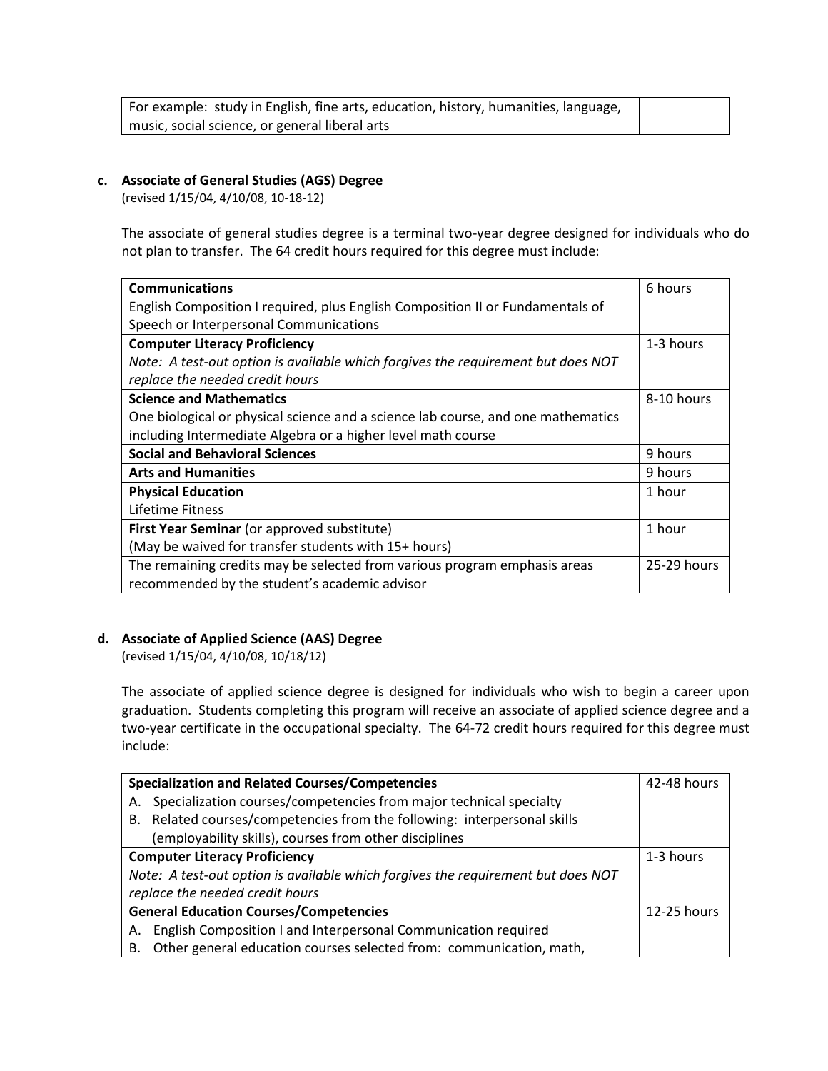| For example: study in English, fine arts, education, history, humanities, language, music, social science, or general liberal arts | |
|---|---|

**c. Associate of General Studies (AGS) Degree**
(revised 1/15/04, 4/10/08, 10-18-12)

The associate of general studies degree is a terminal two-year degree designed for individuals who do not plan to transfer. The 64 credit hours required for this degree must include:

| Requirement | Hours |
|---|---|
| **Communications**<br>English Composition I required, plus English Composition II or Fundamentals of Speech or Interpersonal Communications | 6 hours |
| **Computer Literacy Proficiency**<br>*Note: A test-out option is available which forgives the requirement but does NOT replace the needed credit hours* | 1-3 hours |
| **Science and Mathematics**<br>One biological or physical science and a science lab course, and one mathematics including Intermediate Algebra or a higher level math course | 8-10 hours |
| **Social and Behavioral Sciences** | 9 hours |
| **Arts and Humanities** | 9 hours |
| **Physical Education**<br>Lifetime Fitness | 1 hour |
| **First Year Seminar** (or approved substitute)<br>(May be waived for transfer students with 15+ hours) | 1 hour |
| The remaining credits may be selected from various program emphasis areas recommended by the student's academic advisor | 25-29 hours |

**d. Associate of Applied Science (AAS) Degree**
(revised 1/15/04, 4/10/08, 10/18/12)

The associate of applied science degree is designed for individuals who wish to begin a career upon graduation. Students completing this program will receive an associate of applied science degree and a two-year certificate in the occupational specialty. The 64-72 credit hours required for this degree must include:

| Requirement | Hours |
|---|---|
| **Specialization and Related Courses/Competencies**<br>A. Specialization courses/competencies from major technical specialty<br>B. Related courses/competencies from the following: interpersonal skills (employability skills), courses from other disciplines | 42-48 hours |
| **Computer Literacy Proficiency**<br>*Note: A test-out option is available which forgives the requirement but does NOT replace the needed credit hours* | 1-3 hours |
| **General Education Courses/Competencies**<br>A. English Composition I and Interpersonal Communication required<br>B. Other general education courses selected from: communication, math, | 12-25 hours |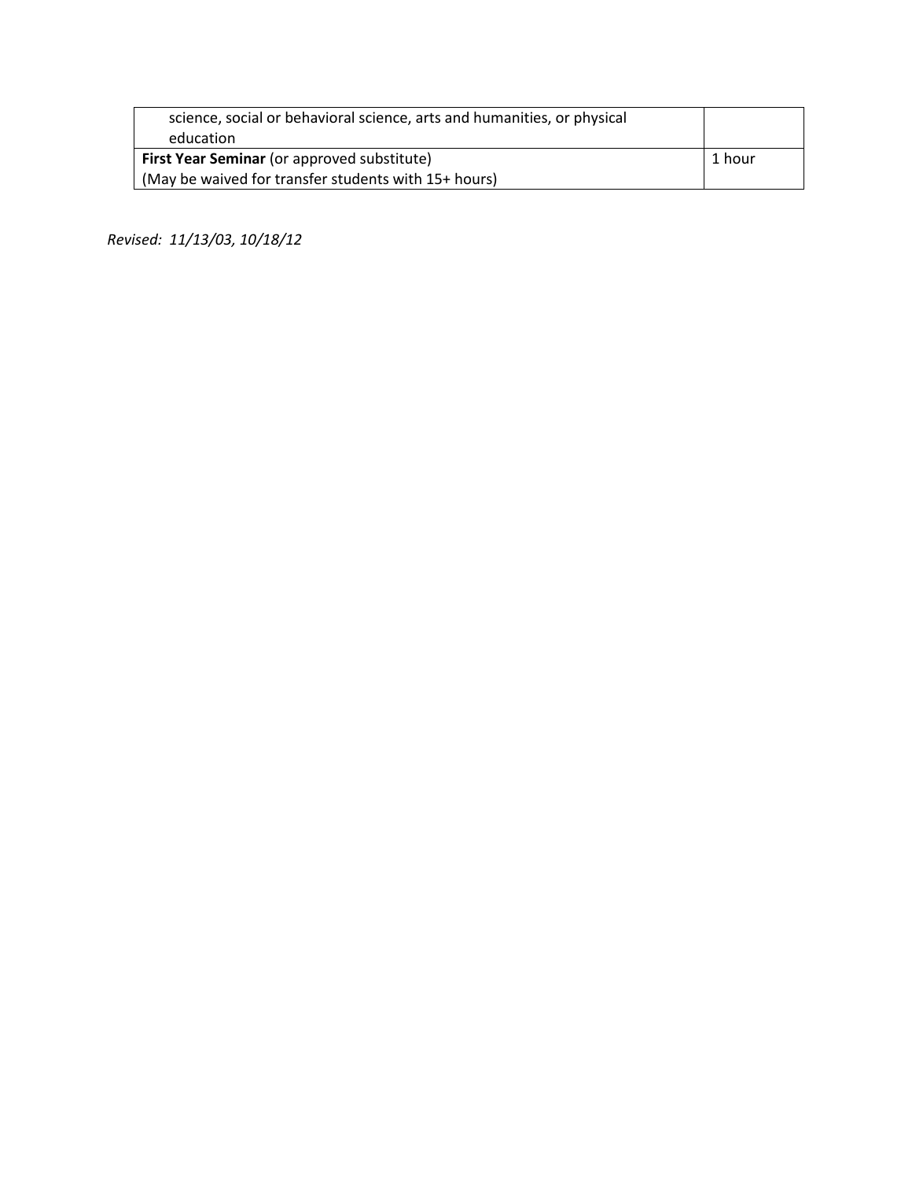| | |
|---|---|
| science, social or behavioral science, arts and humanities, or physical education | |
| **First Year Seminar** (or approved substitute)<br>(May be waived for transfer students with 15+ hours) | 1 hour |

*Revised: 11/13/03, 10/18/12*